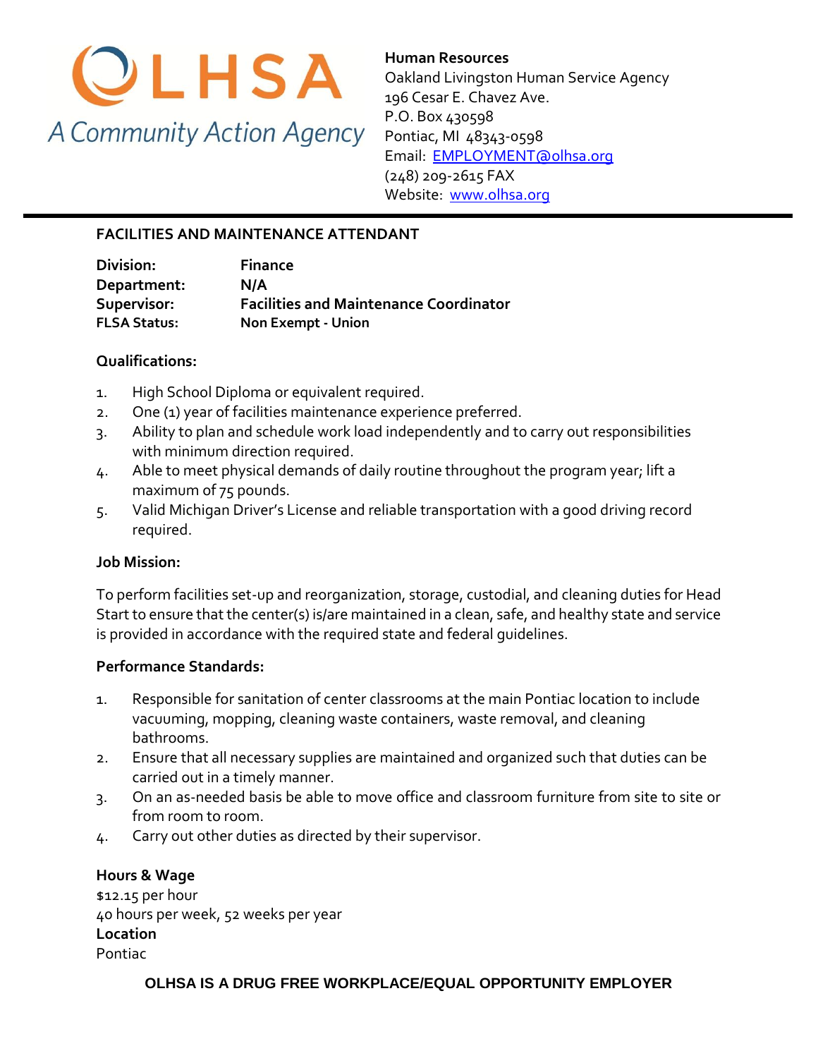OLHSA
A Community Action Agency

**Human Resources**
Oakland Livingston Human Service Agency
196 Cesar E. Chavez Ave.
P.O. Box 430598
Pontiac, MI 48343-0598
Email: EMPLOYMENT@olhsa.org
(248) 209-2615 FAX
Website: www.olhsa.org

## FACILITIES AND MAINTENANCE ATTENDANT

| | |
|---|---|
| **Division:** | **Finance** |
| **Department:** | **N/A** |
| **Supervisor:** | **Facilities and Maintenance Coordinator** |
| **FLSA Status:** | **Non Exempt - Union** |

### Qualifications:

1. High School Diploma or equivalent required.
2. One (1) year of facilities maintenance experience preferred.
3. Ability to plan and schedule work load independently and to carry out responsibilities with minimum direction required.
4. Able to meet physical demands of daily routine throughout the program year; lift a maximum of 75 pounds.
5. Valid Michigan Driver's License and reliable transportation with a good driving record required.

### Job Mission:

To perform facilities set-up and reorganization, storage, custodial, and cleaning duties for Head Start to ensure that the center(s) is/are maintained in a clean, safe, and healthy state and service is provided in accordance with the required state and federal guidelines.

### Performance Standards:

1. Responsible for sanitation of center classrooms at the main Pontiac location to include vacuuming, mopping, cleaning waste containers, waste removal, and cleaning bathrooms.
2. Ensure that all necessary supplies are maintained and organized such that duties can be carried out in a timely manner.
3. On an as-needed basis be able to move office and classroom furniture from site to site or from room to room.
4. Carry out other duties as directed by their supervisor.

**Hours & Wage**
$12.15 per hour
40 hours per week, 52 weeks per year
**Location**
Pontiac

**OLHSA IS A DRUG FREE WORKPLACE/EQUAL OPPORTUNITY EMPLOYER**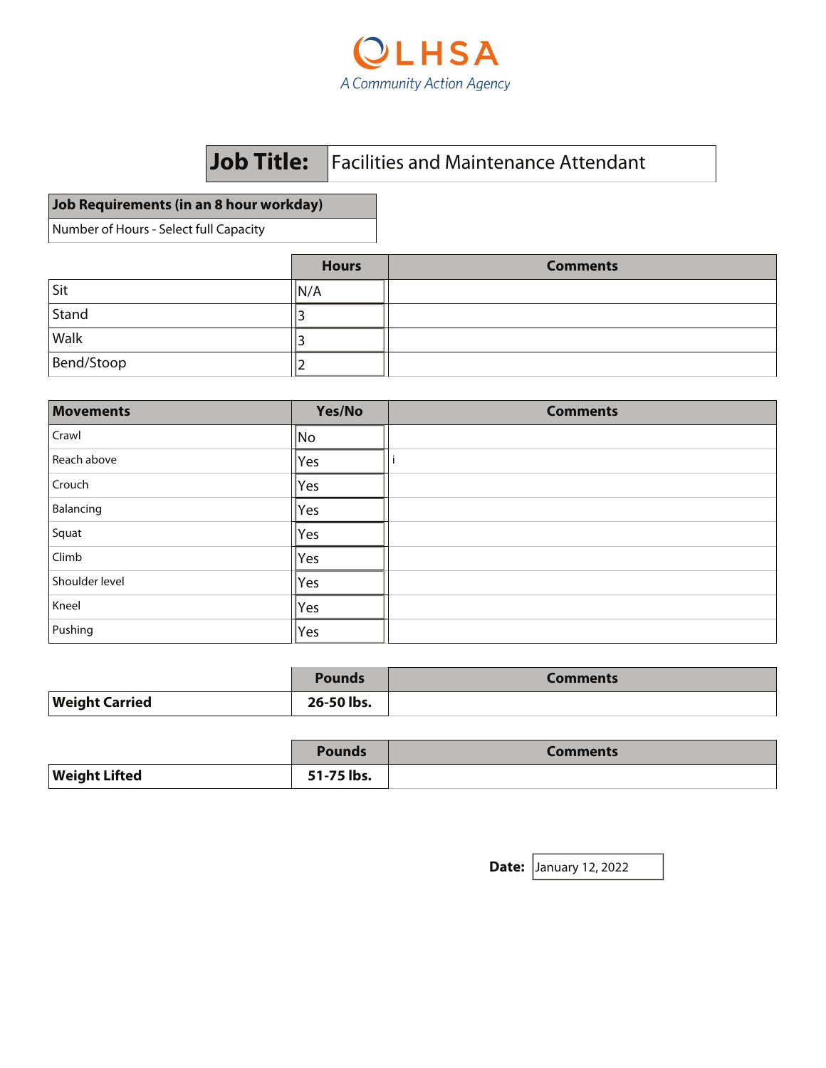LHSA

*A Community Action Agency*

| **Job Title:** | Facilities and Maintenance Attendant |
|---|---|

| **Job Requirements (in an 8 hour workday)** |
|---|
| Number of Hours - Select full Capacity |

| | Hours | Comments |
|---|---|---|
| Sit | N/A | |
| Stand | 3 | |
| Walk | 3 | |
| Bend/Stoop | 2 | |

| Movements | Yes/No | Comments |
|---|---|---|
| Crawl | No | |
| Reach above | Yes | i |
| Crouch | Yes | |
| Balancing | Yes | |
| Squat | Yes | |
| Climb | Yes | |
| Shoulder level | Yes | |
| Kneel | Yes | |
| Pushing | Yes | |

| | Pounds | Comments |
|---|---|---|
| **Weight Carried** | **26-50 lbs.** | |

| | Pounds | Comments |
|---|---|---|
| **Weight Lifted** | **51-75 lbs.** | |

**Date:** January 12, 2022